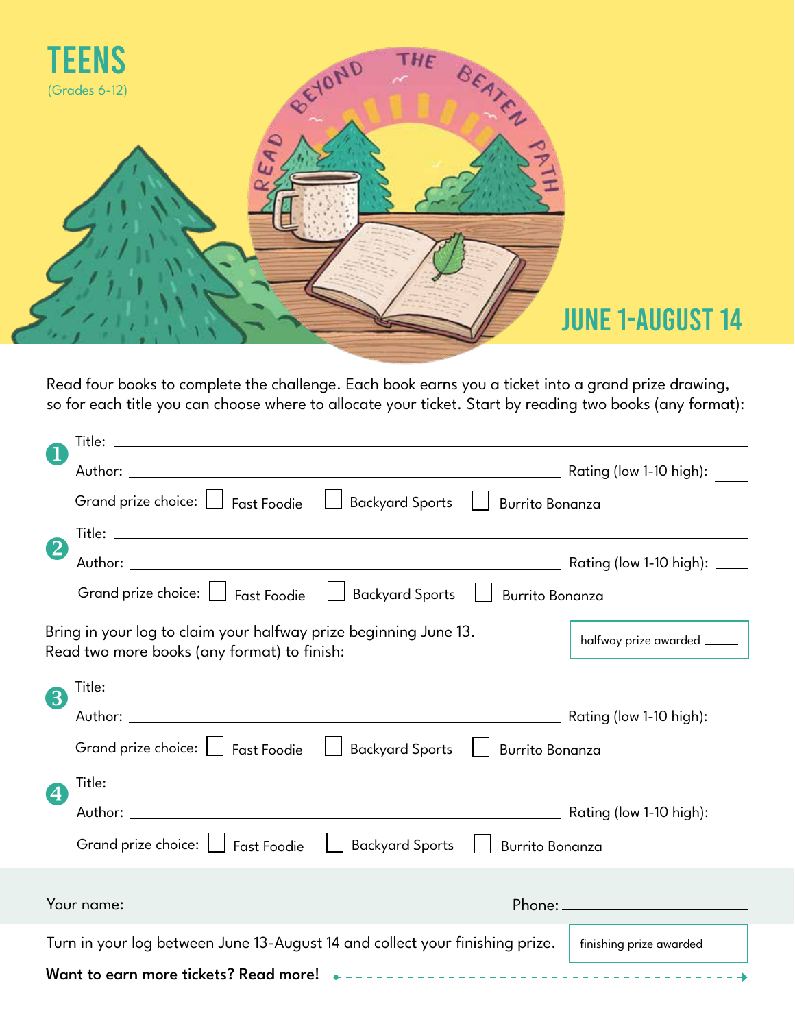# TEENS

(Grades 6-12)

READ BEYOND THE BEATEN PATH

## JUNE 1-AUGUST 14

Read four books to complete the challenge. Each book earns you a ticket into a grand prize drawing, so for each title you can choose where to allocate your ticket. Start by reading two books (any format):

**1**

Title: ____________________

Author: ____________________ Rating (low 1-10 high): ____

Grand prize choice: ☐ Fast Foodie ☐ Backyard Sports ☐ Burrito Bonanza

**2**

Title: ____________________

Author: ____________________ Rating (low 1-10 high): ____

Grand prize choice: ☐ Fast Foodie ☐ Backyard Sports ☐ Burrito Bonanza

Bring in your log to claim your halfway prize beginning June 13.
Read two more books (any format) to finish:

halfway prize awarded ____

**3**

Title: ____________________

Author: ____________________ Rating (low 1-10 high): ____

Grand prize choice: ☐ Fast Foodie ☐ Backyard Sports ☐ Burrito Bonanza

**4**

Title: ____________________

Author: ____________________ Rating (low 1-10 high): ____

Grand prize choice: ☐ Fast Foodie ☐ Backyard Sports ☐ Burrito Bonanza

Your name: ____________________ Phone: ____________________

Turn in your log between June 13-August 14 and collect your finishing prize.

finishing prize awarded ____

**Want to earn more tickets? Read more!**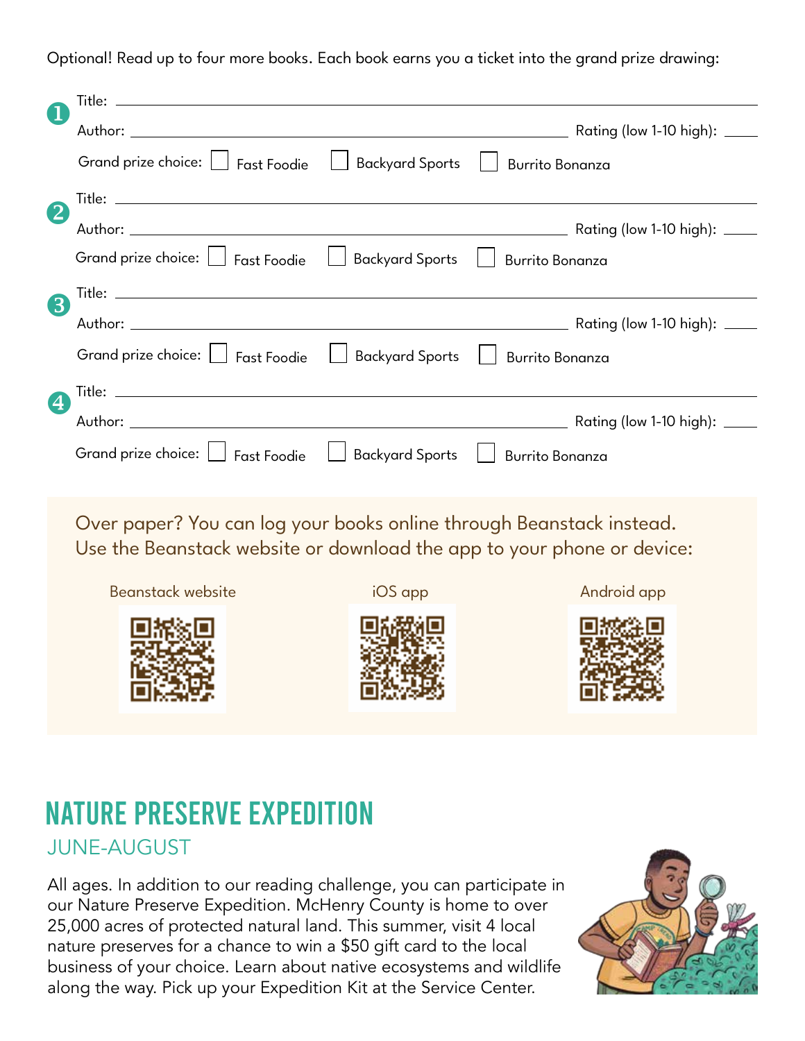Optional! Read up to four more books. Each book earns you a ticket into the grand prize drawing:

**1**

Title: ______________________________

Author: ______________________________ Rating (low 1-10 high): _____

Grand prize choice: ☐ Fast Foodie ☐ Backyard Sports ☐ Burrito Bonanza

**2**

Title: ______________________________

Author: ______________________________ Rating (low 1-10 high): _____

Grand prize choice: ☐ Fast Foodie ☐ Backyard Sports ☐ Burrito Bonanza

**3**

Title: ______________________________

Author: ______________________________ Rating (low 1-10 high): _____

Grand prize choice: ☐ Fast Foodie ☐ Backyard Sports ☐ Burrito Bonanza

**4**

Title: ______________________________

Author: ______________________________ Rating (low 1-10 high): _____

Grand prize choice: ☐ Fast Foodie ☐ Backyard Sports ☐ Burrito Bonanza

Over paper? You can log your books online through Beanstack instead. Use the Beanstack website or download the app to your phone or device:

Beanstack website

iOS app

Android app

## NATURE PRESERVE EXPEDITION

### JUNE-AUGUST

All ages. In addition to our reading challenge, you can participate in our Nature Preserve Expedition. McHenry County is home to over 25,000 acres of protected natural land. This summer, visit 4 local nature preserves for a chance to win a $50 gift card to the local business of your choice. Learn about native ecosystems and wildlife along the way. Pick up your Expedition Kit at the Service Center.